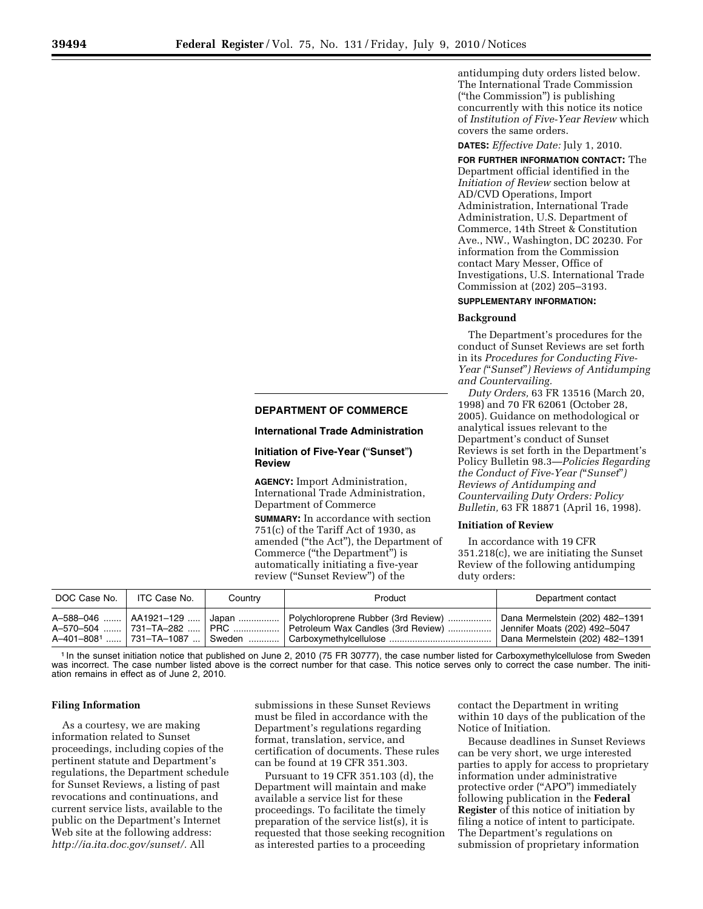## DEPARTMENT OF COMMERCE

### International Trade Administration

### Initiation of Five-Year ("Sunset") Review

**AGENCY:** Import Administration, International Trade Administration, Department of Commerce

**SUMMARY:** In accordance with section 751(c) of the Tariff Act of 1930, as amended ("the Act"), the Department of Commerce ("the Department") is automatically initiating a five-year review ("Sunset Review") of the antidumping duty orders listed below. The International Trade Commission ("the Commission") is publishing concurrently with this notice its notice of *Institution of Five-Year Review* which covers the same orders.

**DATES:** *Effective Date:* July 1, 2010.

**FOR FURTHER INFORMATION CONTACT:** The Department official identified in the *Initiation of Review* section below at AD/CVD Operations, Import Administration, International Trade Administration, U.S. Department of Commerce, 14th Street & Constitution Ave., NW., Washington, DC 20230. For information from the Commission contact Mary Messer, Office of Investigations, U.S. International Trade Commission at (202) 205–3193.

**SUPPLEMENTARY INFORMATION:**

#### Background

The Department's procedures for the conduct of Sunset Reviews are set forth in its *Procedures for Conducting Five-Year ("Sunset") Reviews of Antidumping and Countervailing.*

*Duty Orders,* 63 FR 13516 (March 20, 1998) and 70 FR 62061 (October 28, 2005). Guidance on methodological or analytical issues relevant to the Department's conduct of Sunset Reviews is set forth in the Department's Policy Bulletin 98.3—*Policies Regarding the Conduct of Five-Year ("Sunset") Reviews of Antidumping and Countervailing Duty Orders: Policy Bulletin,* 63 FR 18871 (April 16, 1998).

#### Initiation of Review

In accordance with 19 CFR 351.218(c), we are initiating the Sunset Review of the following antidumping duty orders:

| DOC Case No. | ITC Case No. | Country | Product | Department contact |
|---|---|---|---|---|
| A–588–046 | AA1921–129 | Japan | Polychloroprene Rubber (3rd Review) | Dana Mermelstein (202) 482–1391 |
| A–570–504 | 731–TA–282 | PRC | Petroleum Wax Candles (3rd Review) | Jennifer Moats (202) 492–5047 |
| A–401–808[1] | 731–TA–1087 | Sweden | Carboxymethylcellulose | Dana Mermelstein (202) 482–1391 |

[1] In the sunset initiation notice that published on June 2, 2010 (75 FR 30777), the case number listed for Carboxymethylcellulose from Sweden was incorrect. The case number listed above is the correct number for that case. This notice serves only to correct the case number. The initiation remains in effect as of June 2, 2010.

#### Filing Information

As a courtesy, we are making information related to Sunset proceedings, including copies of the pertinent statute and Department's regulations, the Department schedule for Sunset Reviews, a listing of past revocations and continuations, and current service lists, available to the public on the Department's Internet Web site at the following address: *http://ia.ita.doc.gov/sunset/*. All submissions in these Sunset Reviews must be filed in accordance with the Department's regulations regarding format, translation, service, and certification of documents. These rules can be found at 19 CFR 351.303.

Pursuant to 19 CFR 351.103 (d), the Department will maintain and make available a service list for these proceedings. To facilitate the timely preparation of the service list(s), it is requested that those seeking recognition as interested parties to a proceeding contact the Department in writing within 10 days of the publication of the Notice of Initiation.

Because deadlines in Sunset Reviews can be very short, we urge interested parties to apply for access to proprietary information under administrative protective order ("APO") immediately following publication in the **Federal Register** of this notice of initiation by filing a notice of intent to participate. The Department's regulations on submission of proprietary information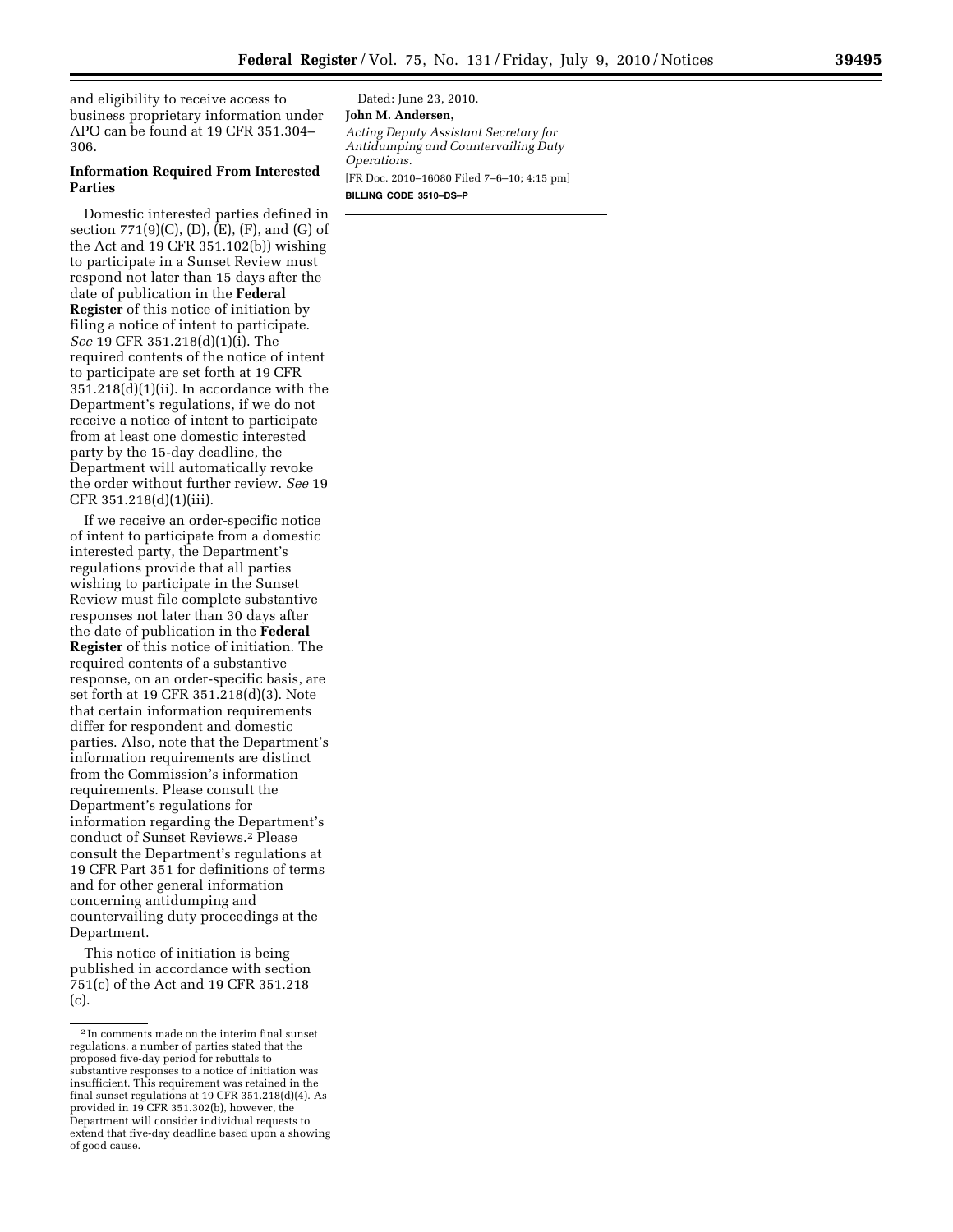and eligibility to receive access to business proprietary information under APO can be found at 19 CFR 351.304–306.

**Information Required From Interested Parties**

Domestic interested parties defined in section 771(9)(C), (D), (E), (F), and (G) of the Act and 19 CFR 351.102(b)) wishing to participate in a Sunset Review must respond not later than 15 days after the date of publication in the **Federal Register** of this notice of initiation by filing a notice of intent to participate. *See* 19 CFR 351.218(d)(1)(i). The required contents of the notice of intent to participate are set forth at 19 CFR 351.218(d)(1)(ii). In accordance with the Department's regulations, if we do not receive a notice of intent to participate from at least one domestic interested party by the 15-day deadline, the Department will automatically revoke the order without further review. *See* 19 CFR 351.218(d)(1)(iii).

If we receive an order-specific notice of intent to participate from a domestic interested party, the Department's regulations provide that all parties wishing to participate in the Sunset Review must file complete substantive responses not later than 30 days after the date of publication in the **Federal Register** of this notice of initiation. The required contents of a substantive response, on an order-specific basis, are set forth at 19 CFR 351.218(d)(3). Note that certain information requirements differ for respondent and domestic parties. Also, note that the Department's information requirements are distinct from the Commission's information requirements. Please consult the Department's regulations for information regarding the Department's conduct of Sunset Reviews.[2] Please consult the Department's regulations at 19 CFR Part 351 for definitions of terms and for other general information concerning antidumping and countervailing duty proceedings at the Department.

This notice of initiation is being published in accordance with section 751(c) of the Act and 19 CFR 351.218 (c).

[2] In comments made on the interim final sunset regulations, a number of parties stated that the proposed five-day period for rebuttals to substantive responses to a notice of initiation was insufficient. This requirement was retained in the final sunset regulations at 19 CFR 351.218(d)(4). As provided in 19 CFR 351.302(b), however, the Department will consider individual requests to extend that five-day deadline based upon a showing of good cause.

Dated: June 23, 2010.

**John M. Andersen,**

*Acting Deputy Assistant Secretary for Antidumping and Countervailing Duty Operations.*

[FR Doc. 2010–16080 Filed 7–6–10; 4:15 pm]

**BILLING CODE 3510–DS–P**